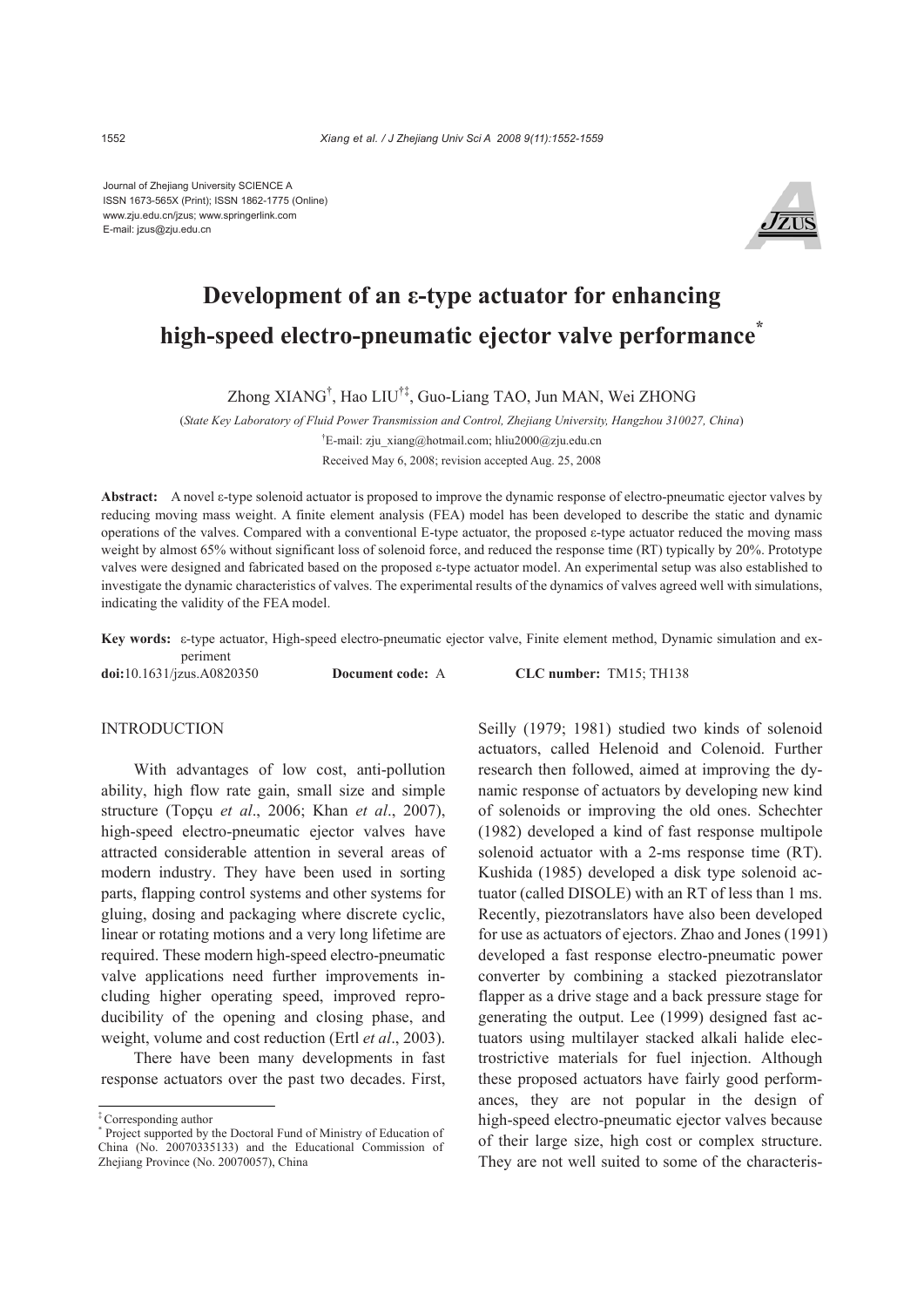Journal of Zhejiang University SCIENCE A
ISSN 1673-565X (Print); ISSN 1862-1775 (Online)
www.zju.edu.cn/jzus; www.springerlink.com
E-mail: jzus@zju.edu.cn

# Development of an ε-type actuator for enhancing high-speed electro-pneumatic ejector valve performance*

Zhong XIANG[†], Hao LIU[†‡], Guo-Liang TAO, Jun MAN, Wei ZHONG

(*State Key Laboratory of Fluid Power Transmission and Control, Zhejiang University, Hangzhou 310027, China*)

[†]E-mail: zju_xiang@hotmail.com; hliu2000@zju.edu.cn

Received May 6, 2008; revision accepted Aug. 25, 2008

**Abstract:** A novel ε-type solenoid actuator is proposed to improve the dynamic response of electro-pneumatic ejector valves by reducing moving mass weight. A finite element analysis (FEA) model has been developed to describe the static and dynamic operations of the valves. Compared with a conventional E-type actuator, the proposed ε-type actuator reduced the moving mass weight by almost 65% without significant loss of solenoid force, and reduced the response time (RT) typically by 20%. Prototype valves were designed and fabricated based on the proposed ε-type actuator model. An experimental setup was also established to investigate the dynamic characteristics of valves. The experimental results of the dynamics of valves agreed well with simulations, indicating the validity of the FEA model.

**Key words:** ε-type actuator, High-speed electro-pneumatic ejector valve, Finite element method, Dynamic simulation and experiment

**doi:**10.1631/jzus.A0820350 **Document code:** A **CLC number:** TM15; TH138

## INTRODUCTION

With advantages of low cost, anti-pollution ability, high flow rate gain, small size and simple structure (Topçu *et al*., 2006; Khan *et al*., 2007), high-speed electro-pneumatic ejector valves have attracted considerable attention in several areas of modern industry. They have been used in sorting parts, flapping control systems and other systems for gluing, dosing and packaging where discrete cyclic, linear or rotating motions and a very long lifetime are required. These modern high-speed electro-pneumatic valve applications need further improvements including higher operating speed, improved reproducibility of the opening and closing phase, and weight, volume and cost reduction (Ertl *et al*., 2003).

There have been many developments in fast response actuators over the past two decades. First, Seilly (1979; 1981) studied two kinds of solenoid actuators, called Helenoid and Colenoid. Further research then followed, aimed at improving the dynamic response of actuators by developing new kind of solenoids or improving the old ones. Schechter (1982) developed a kind of fast response multipole solenoid actuator with a 2-ms response time (RT). Kushida (1985) developed a disk type solenoid actuator (called DISOLE) with an RT of less than 1 ms. Recently, piezotranslators have also been developed for use as actuators of ejectors. Zhao and Jones (1991) developed a fast response electro-pneumatic power converter by combining a stacked piezotranslator flapper as a drive stage and a back pressure stage for generating the output. Lee (1999) designed fast actuators using multilayer stacked alkali halide electrostrictive materials for fuel injection. Although these proposed actuators have fairly good performances, they are not popular in the design of high-speed electro-pneumatic ejector valves because of their large size, high cost or complex structure. They are not well suited to some of the characteris-

---

[‡] Corresponding author

[*] Project supported by the Doctoral Fund of Ministry of Education of China (No. 20070335133) and the Educational Commission of Zhejiang Province (No. 20070057), China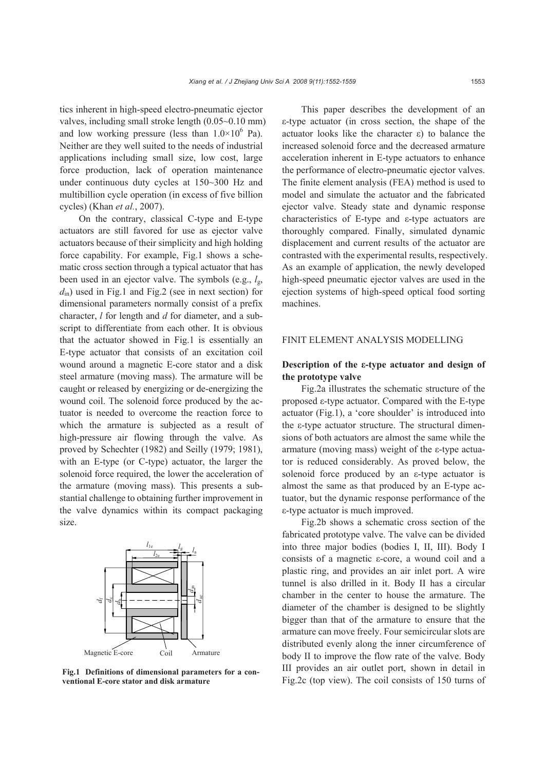tics inherent in high-speed electro-pneumatic ejector valves, including small stroke length (0.05~0.10 mm) and low working pressure (less than $1.0\times10^6$ Pa). Neither are they well suited to the needs of industrial applications including small size, low cost, large force production, lack of operation maintenance under continuous duty cycles at 150~300 Hz and multibillion cycle operation (in excess of five billion cycles) (Khan *et al.*, 2007).

On the contrary, classical C-type and E-type actuators are still favored for use as ejector valve actuators because of their simplicity and high holding force capability. For example, Fig.1 shows a schematic cross section through a typical actuator that has been used in an ejector valve. The symbols (e.g., $l_g$, $d_{in}$) used in Fig.1 and Fig.2 (see in next section) for dimensional parameters normally consist of a prefix character, *l* for length and *d* for diameter, and a subscript to differentiate from each other. It is obvious that the actuator showed in Fig.1 is essentially an E-type actuator that consists of an excitation coil wound around a magnetic E-core stator and a disk steel armature (moving mass). The armature will be caught or released by energizing or de-energizing the wound coil. The solenoid force produced by the actuator is needed to overcome the reaction force to which the armature is subjected as a result of high-pressure air flowing through the valve. As proved by Schechter (1982) and Seilly (1979; 1981), with an E-type (or C-type) actuator, the larger the solenoid force required, the lower the acceleration of the armature (moving mass). This presents a substantial challenge to obtaining further improvement in the valve dynamics within its compact packaging size.

**Fig.1 Definitions of dimensional parameters for a conventional E-core stator and disk armature**

This paper describes the development of an ε-type actuator (in cross section, the shape of the actuator looks like the character ε) to balance the increased solenoid force and the decreased armature acceleration inherent in E-type actuators to enhance the performance of electro-pneumatic ejector valves. The finite element analysis (FEA) method is used to model and simulate the actuator and the fabricated ejector valve. Steady state and dynamic response characteristics of E-type and ε-type actuators are thoroughly compared. Finally, simulated dynamic displacement and current results of the actuator are contrasted with the experimental results, respectively. As an example of application, the newly developed high-speed pneumatic ejector valves are used in the ejection systems of high-speed optical food sorting machines.

## FINIT ELEMENT ANALYSIS MODELLING

### Description of the ε-type actuator and design of the prototype valve

Fig.2a illustrates the schematic structure of the proposed ε-type actuator. Compared with the E-type actuator (Fig.1), a 'core shoulder' is introduced into the ε-type actuator structure. The structural dimensions of both actuators are almost the same while the armature (moving mass) weight of the ε-type actuator is reduced considerably. As proved below, the solenoid force produced by an ε-type actuator is almost the same as that produced by an E-type actuator, but the dynamic response performance of the ε-type actuator is much improved.

Fig.2b shows a schematic cross section of the fabricated prototype valve. The valve can be divided into three major bodies (bodies I, II, III). Body I consists of a magnetic ε-core, a wound coil and a plastic ring, and provides an air inlet port. A wire tunnel is also drilled in it. Body II has a circular chamber in the center to house the armature. The diameter of the chamber is designed to be slightly bigger than that of the armature to ensure that the armature can move freely. Four semicircular slots are distributed evenly along the inner circumference of body II to improve the flow rate of the valve. Body III provides an air outlet port, shown in detail in Fig.2c (top view). The coil consists of 150 turns of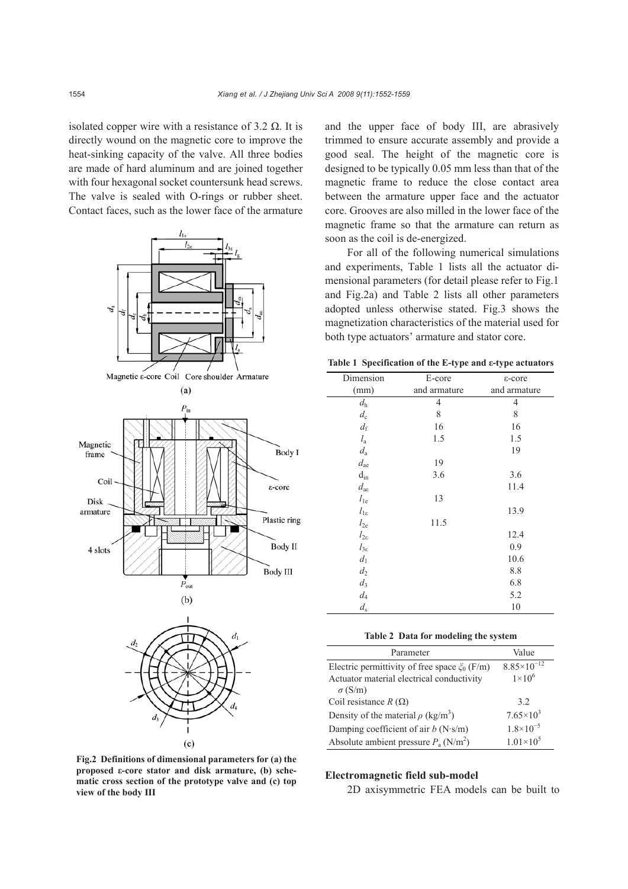isolated copper wire with a resistance of 3.2 Ω. It is directly wound on the magnetic core to improve the heat-sinking capacity of the valve. All three bodies are made of hard aluminum and are joined together with four hexagonal socket countersunk head screws. The valve is sealed with O-rings or rubber sheet. Contact faces, such as the lower face of the armature and the upper face of body III, are abrasively trimmed to ensure accurate assembly and provide a good seal. The height of the magnetic core is designed to be typically 0.05 mm less than that of the magnetic frame to reduce the close contact area between the armature upper face and the actuator core. Grooves are also milled in the lower face of the magnetic frame so that the armature can return as soon as the coil is de-energized.

**Fig.2 Definitions of dimensional parameters for (a) the proposed ε-core stator and disk armature, (b) schematic cross section of the prototype valve and (c) top view of the body III**

For all of the following numerical simulations and experiments, Table 1 lists all the actuator dimensional parameters (for detail please refer to Fig.1 and Fig.2a) and Table 2 lists all other parameters adopted unless otherwise stated. Fig.3 shows the magnetization characteristics of the material used for both type actuators' armature and stator core.

**Table 1 Specification of the E-type and ε-type actuators**

| Dimension (mm) | E-core and armature | ε-core and armature |
|---|---|---|
| $d_h$ | 4 | 4 |
| $d_c$ | 8 | 8 |
| $d_f$ | 16 | 16 |
| $l_a$ | 1.5 | 1.5 |
| $d_a$ | | 19 |
| $d_{ae}$ | 19 | |
| $d_{in}$ | 3.6 | 3.6 |
| $d_{a\varepsilon}$ | | 11.4 |
| $l_{1e}$ | 13 | |
| $l_{1\varepsilon}$ | | 13.9 |
| $l_{2e}$ | 11.5 | |
| $l_{2\varepsilon}$ | | 12.4 |
| $l_{3\varepsilon}$ | | 0.9 |
| $d_1$ | | 10.6 |
| $d_2$ | | 8.8 |
| $d_3$ | | 6.8 |
| $d_4$ | | 5.2 |
| $d_s$ | | 10 |

**Table 2 Data for modeling the system**

| Parameter | Value |
|---|---|
| Electric permittivity of free space $\xi_0$ (F/m) | $8.85\times10^{-12}$ |
| Actuator material electrical conductivity $\sigma$ (S/m) | $1\times10^{6}$ |
| Coil resistance $R$ (Ω) | 3.2 |
| Density of the material $\rho$ (kg/m$^3$) | $7.65\times10^{3}$ |
| Damping coefficient of air $b$ (N·s/m) | $1.8\times10^{-5}$ |
| Absolute ambient pressure $P_a$ (N/m$^2$) | $1.01\times10^{5}$ |

### Electromagnetic field sub-model

2D axisymmetric FEA models can be built to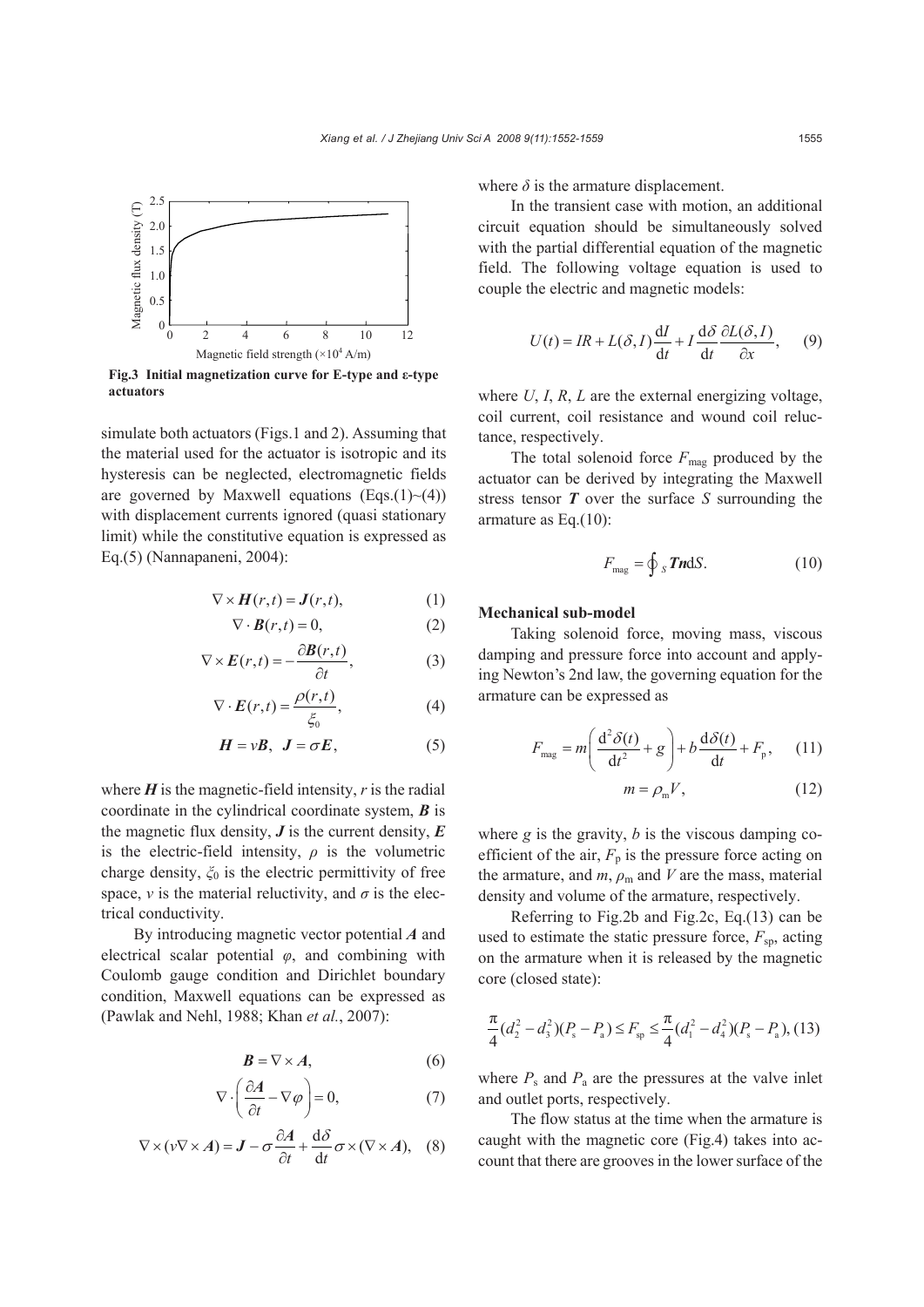**Fig.3 Initial magnetization curve for E-type and ε-type actuators**

simulate both actuators (Figs.1 and 2). Assuming that the material used for the actuator is isotropic and its hysteresis can be neglected, electromagnetic fields are governed by Maxwell equations (Eqs.(1)~(4)) with displacement currents ignored (quasi stationary limit) while the constitutive equation is expressed as Eq.(5) (Nannapaneni, 2004):

$$\nabla \times \boldsymbol{H}(r,t) = \boldsymbol{J}(r,t), \tag{1}$$

$$\nabla \cdot \boldsymbol{B}(r,t) = 0, \tag{2}$$

$$\nabla \times \boldsymbol{E}(r,t) = -\frac{\partial \boldsymbol{B}(r,t)}{\partial t}, \tag{3}$$

$$\nabla \cdot \boldsymbol{E}(r,t) = \frac{\rho(r,t)}{\xi_0}, \tag{4}$$

$$\boldsymbol{H} = v\boldsymbol{B}, \ \ \boldsymbol{J} = \sigma \boldsymbol{E}, \tag{5}$$

where $\boldsymbol{H}$ is the magnetic-field intensity, $r$ is the radial coordinate in the cylindrical coordinate system, $\boldsymbol{B}$ is the magnetic flux density, $\boldsymbol{J}$ is the current density, $\boldsymbol{E}$ is the electric-field intensity, $\rho$ is the volumetric charge density, $\xi_0$ is the electric permittivity of free space, $v$ is the material reluctivity, and $\sigma$ is the electrical conductivity.

By introducing magnetic vector potential $\boldsymbol{A}$ and electrical scalar potential $\varphi$, and combining with Coulomb gauge condition and Dirichlet boundary condition, Maxwell equations can be expressed as (Pawlak and Nehl, 1988; Khan *et al.*, 2007):

$$\boldsymbol{B} = \nabla \times \boldsymbol{A}, \tag{6}$$

$$\nabla \cdot \left( \frac{\partial \boldsymbol{A}}{\partial t} - \nabla \varphi \right) = 0, \tag{7}$$

$$\nabla \times (v \nabla \times \boldsymbol{A}) = \boldsymbol{J} - \sigma \frac{\partial \boldsymbol{A}}{\partial t} + \frac{\mathrm{d}\delta}{\mathrm{d}t} \sigma \times (\nabla \times \boldsymbol{A}), \tag{8}$$

where $\delta$ is the armature displacement.

In the transient case with motion, an additional circuit equation should be simultaneously solved with the partial differential equation of the magnetic field. The following voltage equation is used to couple the electric and magnetic models:

$$U(t) = IR + L(\delta, I)\frac{\mathrm{d}I}{\mathrm{d}t} + I\frac{\mathrm{d}\delta}{\mathrm{d}t}\frac{\partial L(\delta, I)}{\partial x}, \tag{9}$$

where $U$, $I$, $R$, $L$ are the external energizing voltage, coil current, coil resistance and wound coil reluctance, respectively.

The total solenoid force $F_{\mathrm{mag}}$ produced by the actuator can be derived by integrating the Maxwell stress tensor $\boldsymbol{T}$ over the surface $S$ surrounding the armature as Eq.(10):

$$F_{\mathrm{mag}} = \oint_S \boldsymbol{Tn}\mathrm{d}S. \tag{10}$$

**Mechanical sub-model**

Taking solenoid force, moving mass, viscous damping and pressure force into account and applying Newton's 2nd law, the governing equation for the armature can be expressed as

$$F_{\mathrm{mag}} = m\left(\frac{\mathrm{d}^2\delta(t)}{\mathrm{d}t^2} + g\right) + b\frac{\mathrm{d}\delta(t)}{\mathrm{d}t} + F_{\mathrm{p}}, \tag{11}$$

$$m = \rho_{\mathrm{m}} V, \tag{12}$$

where $g$ is the gravity, $b$ is the viscous damping coefficient of the air, $F_{\mathrm{p}}$ is the pressure force acting on the armature, and $m$, $\rho_{\mathrm{m}}$ and $V$ are the mass, material density and volume of the armature, respectively.

Referring to Fig.2b and Fig.2c, Eq.(13) can be used to estimate the static pressure force, $F_{\mathrm{sp}}$, acting on the armature when it is released by the magnetic core (closed state):

$$\frac{\pi}{4}(d_2^2 - d_3^2)(P_{\mathrm{s}} - P_{\mathrm{a}}) \le F_{\mathrm{sp}} \le \frac{\pi}{4}(d_1^2 - d_4^2)(P_{\mathrm{s}} - P_{\mathrm{a}}), \tag{13}$$

where $P_{\mathrm{s}}$ and $P_{\mathrm{a}}$ are the pressures at the valve inlet and outlet ports, respectively.

The flow status at the time when the armature is caught with the magnetic core (Fig.4) takes into account that there are grooves in the lower surface of the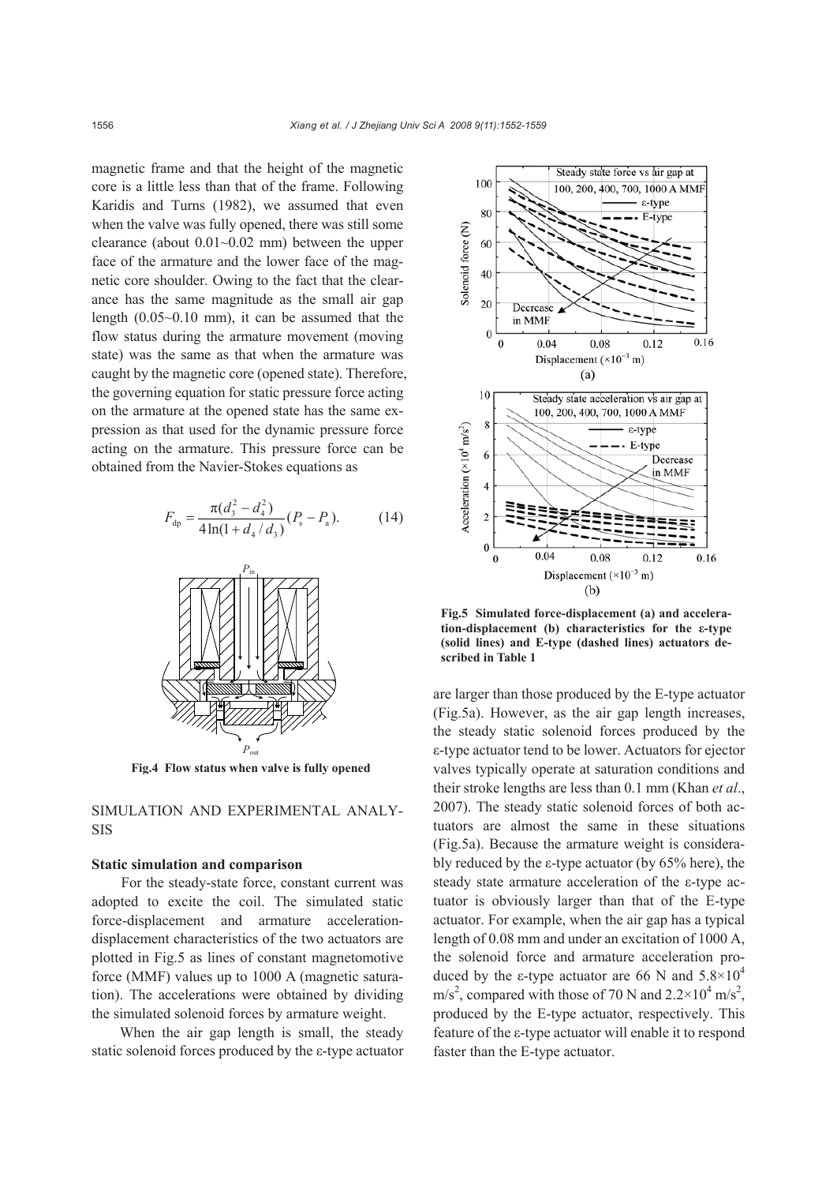magnetic frame and that the height of the magnetic core is a little less than that of the frame. Following Karidis and Turns (1982), we assumed that even when the valve was fully opened, there was still some clearance (about 0.01~0.02 mm) between the upper face of the armature and the lower face of the magnetic core shoulder. Owing to the fact that the clearance has the same magnitude as the small air gap length (0.05~0.10 mm), it can be assumed that the flow status during the armature movement (moving state) was the same as that when the armature was caught by the magnetic core (opened state). Therefore, the governing equation for static pressure force acting on the armature at the opened state has the same expression as that used for the dynamic pressure force acting on the armature. This pressure force can be obtained from the Navier-Stokes equations as

$$F_{\mathrm{dp}} = \frac{\pi(d_3^2 - d_4^2)}{4\ln(1 + d_4/d_3)}(P_{\mathrm{s}} - P_{\mathrm{a}}). \quad (14)$$

**Fig.4 Flow status when valve is fully opened**

## SIMULATION AND EXPERIMENTAL ANALYSIS

### Static simulation and comparison

For the steady-state force, constant current was adopted to excite the coil. The simulated static force-displacement and armature acceleration-displacement characteristics of the two actuators are plotted in Fig.5 as lines of constant magnetomotive force (MMF) values up to 1000 A (magnetic saturation). The accelerations were obtained by dividing the simulated solenoid forces by armature weight.

When the air gap length is small, the steady static solenoid forces produced by the ε-type actuator are larger than those produced by the E-type actuator (Fig.5a). However, as the air gap length increases, the steady static solenoid forces produced by the ε-type actuator tend to be lower. Actuators for ejector valves typically operate at saturation conditions and their stroke lengths are less than 0.1 mm (Khan *et al*., 2007). The steady static solenoid forces of both actuators are almost the same in these situations (Fig.5a). Because the armature weight is considerably reduced by the ε-type actuator (by 65% here), the steady state armature acceleration of the ε-type actuator is obviously larger than that of the E-type actuator. For example, when the air gap has a typical length of 0.08 mm and under an excitation of 1000 A, the solenoid force and armature acceleration produced by the ε-type actuator are 66 N and $5.8\times10^4$ m/s$^2$, compared with those of 70 N and $2.2\times10^4$ m/s$^2$, produced by the E-type actuator, respectively. This feature of the ε-type actuator will enable it to respond faster than the E-type actuator.

**Fig.5 Simulated force-displacement (a) and acceleration-displacement (b) characteristics for the ε-type (solid lines) and E-type (dashed lines) actuators described in Table 1**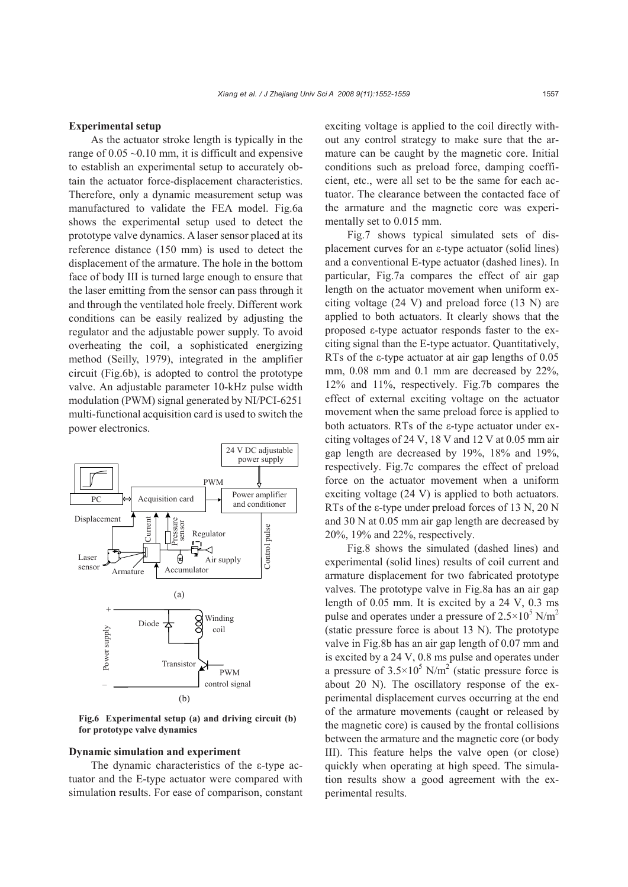### Experimental setup

As the actuator stroke length is typically in the range of 0.05 ~0.10 mm, it is difficult and expensive to establish an experimental setup to accurately obtain the actuator force-displacement characteristics. Therefore, only a dynamic measurement setup was manufactured to validate the FEA model. Fig.6a shows the experimental setup used to detect the prototype valve dynamics. A laser sensor placed at its reference distance (150 mm) is used to detect the displacement of the armature. The hole in the bottom face of body III is turned large enough to ensure that the laser emitting from the sensor can pass through it and through the ventilated hole freely. Different work conditions can be easily realized by adjusting the regulator and the adjustable power supply. To avoid overheating the coil, a sophisticated energizing method (Seilly, 1979), integrated in the amplifier circuit (Fig.6b), is adopted to control the prototype valve. An adjustable parameter 10-kHz pulse width modulation (PWM) signal generated by NI/PCI-6251 multi-functional acquisition card is used to switch the power electronics.

**Fig.6 Experimental setup (a) and driving circuit (b) for prototype valve dynamics**

### Dynamic simulation and experiment

The dynamic characteristics of the ε-type actuator and the E-type actuator were compared with simulation results. For ease of comparison, constant exciting voltage is applied to the coil directly without any control strategy to make sure that the armature can be caught by the magnetic core. Initial conditions such as preload force, damping coefficient, etc., were all set to be the same for each actuator. The clearance between the contacted face of the armature and the magnetic core was experimentally set to 0.015 mm.

Fig.7 shows typical simulated sets of displacement curves for an ε-type actuator (solid lines) and a conventional E-type actuator (dashed lines). In particular, Fig.7a compares the effect of air gap length on the actuator movement when uniform exciting voltage (24 V) and preload force (13 N) are applied to both actuators. It clearly shows that the proposed ε-type actuator responds faster to the exciting signal than the E-type actuator. Quantitatively, RTs of the ε-type actuator at air gap lengths of 0.05 mm, 0.08 mm and 0.1 mm are decreased by 22%, 12% and 11%, respectively. Fig.7b compares the effect of external exciting voltage on the actuator movement when the same preload force is applied to both actuators. RTs of the ε-type actuator under exciting voltages of 24 V, 18 V and 12 V at 0.05 mm air gap length are decreased by 19%, 18% and 19%, respectively. Fig.7c compares the effect of preload force on the actuator movement when a uniform exciting voltage (24 V) is applied to both actuators. RTs of the ε-type under preload forces of 13 N, 20 N and 30 N at 0.05 mm air gap length are decreased by 20%, 19% and 22%, respectively.

Fig.8 shows the simulated (dashed lines) and experimental (solid lines) results of coil current and armature displacement for two fabricated prototype valves. The prototype valve in Fig.8a has an air gap length of 0.05 mm. It is excited by a 24 V, 0.3 ms pulse and operates under a pressure of $2.5\times10^5$ N/m$^2$ (static pressure force is about 13 N). The prototype valve in Fig.8b has an air gap length of 0.07 mm and is excited by a 24 V, 0.8 ms pulse and operates under a pressure of $3.5\times10^5$ N/m$^2$ (static pressure force is about 20 N). The oscillatory response of the experimental displacement curves occurring at the end of the armature movements (caught or released by the magnetic core) is caused by the frontal collisions between the armature and the magnetic core (or body III). This feature helps the valve open (or close) quickly when operating at high speed. The simulation results show a good agreement with the experimental results.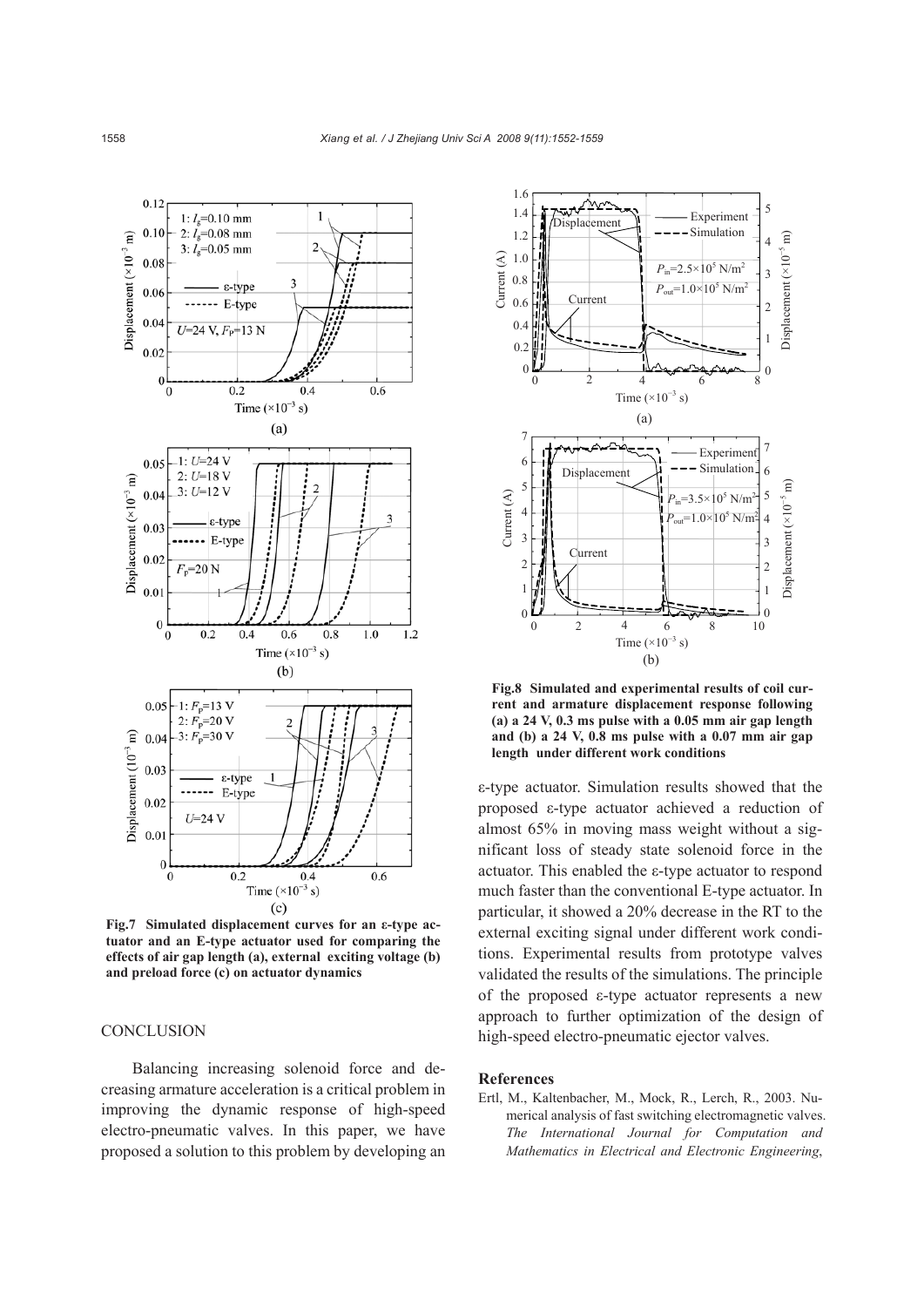Fig.7 Simulated displacement curves for an ε-type actuator and an E-type actuator used for comparing the effects of air gap length (a), external exciting voltage (b) and preload force (c) on actuator dynamics

Fig.8 Simulated and experimental results of coil current and armature displacement response following (a) a 24 V, 0.3 ms pulse with a 0.05 mm air gap length and (b) a 24 V, 0.8 ms pulse with a 0.07 mm air gap length under different work conditions

## CONCLUSION

Balancing increasing solenoid force and decreasing armature acceleration is a critical problem in improving the dynamic response of high-speed electro-pneumatic valves. In this paper, we have proposed a solution to this problem by developing an ε-type actuator. Simulation results showed that the proposed ε-type actuator achieved a reduction of almost 65% in moving mass weight without a significant loss of steady state solenoid force in the actuator. This enabled the ε-type actuator to respond much faster than the conventional E-type actuator. In particular, it showed a 20% decrease in the RT to the external exciting signal under different work conditions. Experimental results from prototype valves validated the results of the simulations. The principle of the proposed ε-type actuator represents a new approach to further optimization of the design of high-speed electro-pneumatic ejector valves.

## References

Ertl, M., Kaltenbacher, M., Mock, R., Lerch, R., 2003. Numerical analysis of fast switching electromagnetic valves. *The International Journal for Computation and Mathematics in Electrical and Electronic Engineering*,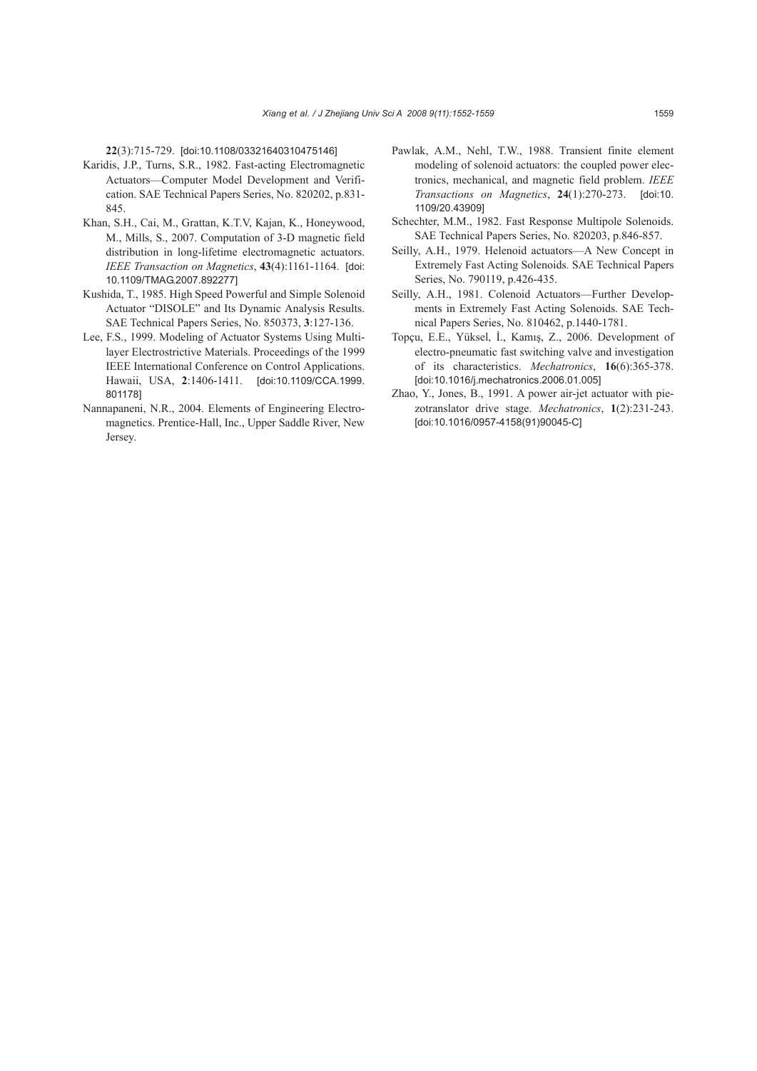**22**(3):715-729. [doi:10.1108/03321640310475146]

Karidis, J.P., Turns, S.R., 1982. Fast-acting Electromagnetic Actuators—Computer Model Development and Verification. SAE Technical Papers Series, No. 820202, p.831-845.

Khan, S.H., Cai, M., Grattan, K.T.V, Kajan, K., Honeywood, M., Mills, S., 2007. Computation of 3-D magnetic field distribution in long-lifetime electromagnetic actuators. *IEEE Transaction on Magnetics*, **43**(4):1161-1164. [doi:10.1109/TMAG.2007.892277]

Kushida, T., 1985. High Speed Powerful and Simple Solenoid Actuator "DISOLE" and Its Dynamic Analysis Results. SAE Technical Papers Series, No. 850373, **3**:127-136.

Lee, F.S., 1999. Modeling of Actuator Systems Using Multilayer Electrostrictive Materials. Proceedings of the 1999 IEEE International Conference on Control Applications. Hawaii, USA, **2**:1406-1411. [doi:10.1109/CCA.1999.801178]

Nannapaneni, N.R., 2004. Elements of Engineering Electromagnetics. Prentice-Hall, Inc., Upper Saddle River, New Jersey.

Pawlak, A.M., Nehl, T.W., 1988. Transient finite element modeling of solenoid actuators: the coupled power electronics, mechanical, and magnetic field problem. *IEEE Transactions on Magnetics*, **24**(1):270-273. [doi:10.1109/20.43909]

Schechter, M.M., 1982. Fast Response Multipole Solenoids. SAE Technical Papers Series, No. 820203, p.846-857.

Seilly, A.H., 1979. Helenoid actuators—A New Concept in Extremely Fast Acting Solenoids. SAE Technical Papers Series, No. 790119, p.426-435.

Seilly, A.H., 1981. Colenoid Actuators—Further Developments in Extremely Fast Acting Solenoids. SAE Technical Papers Series, No. 810462, p.1440-1781.

Topçu, E.E., Yüksel, İ., Kamış, Z., 2006. Development of electro-pneumatic fast switching valve and investigation of its characteristics. *Mechatronics*, **16**(6):365-378. [doi:10.1016/j.mechatronics.2006.01.005]

Zhao, Y., Jones, B., 1991. A power air-jet actuator with piezotranslator drive stage. *Mechatronics*, **1**(2):231-243. [doi:10.1016/0957-4158(91)90045-C]